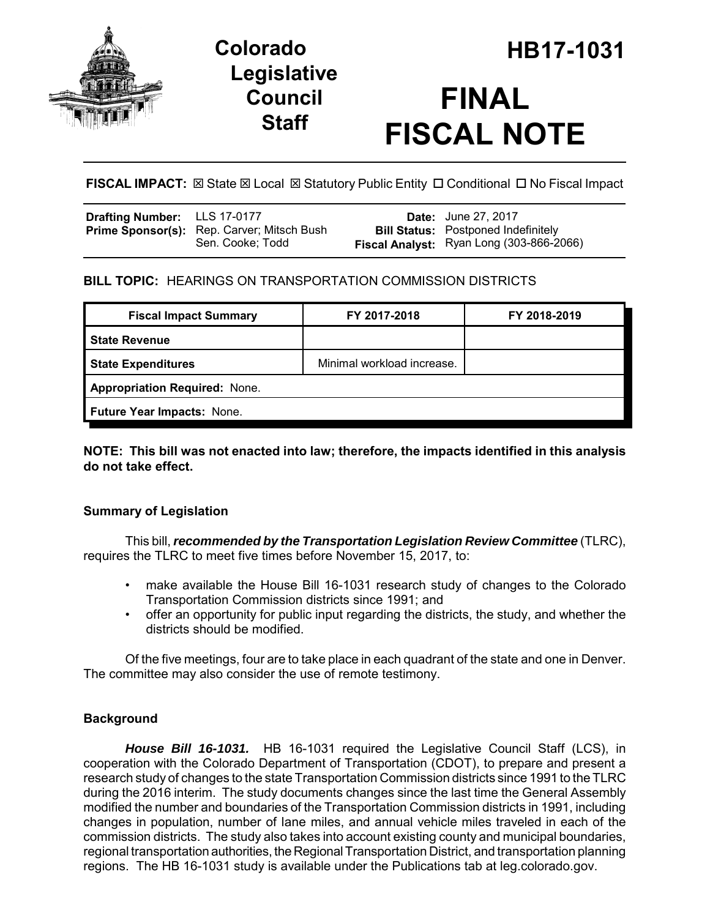# Colorado Legislative Council Staff

# HB17-1031

# FINAL FISCAL NOTE

**FISCAL IMPACT:** ☒ State ☒ Local ☒ Statutory Public Entity ☐ Conditional ☐ No Fiscal Impact

| | | | |
|---|---|---|---|
| **Drafting Number:** | LLS 17-0177 | **Date:** | June 27, 2017 |
| **Prime Sponsor(s):** | Rep. Carver; Mitsch Bush<br>Sen. Cooke; Todd | **Bill Status:** | Postponed Indefinitely |
| | | **Fiscal Analyst:** | Ryan Long (303-866-2066) |

**BILL TOPIC:** HEARINGS ON TRANSPORTATION COMMISSION DISTRICTS

| Fiscal Impact Summary | FY 2017-2018 | FY 2018-2019 |
|---|---|---|
| **State Revenue** | | |
| **State Expenditures** | Minimal workload increase. | |
| **Appropriation Required:** None. | | |
| **Future Year Impacts:** None. | | |

**NOTE: This bill was not enacted into law; therefore, the impacts identified in this analysis do not take effect.**

### Summary of Legislation

This bill, ***recommended by the Transportation Legislation Review Committee*** (TLRC), requires the TLRC to meet five times before November 15, 2017, to:

- make available the House Bill 16-1031 research study of changes to the Colorado Transportation Commission districts since 1991; and
- offer an opportunity for public input regarding the districts, the study, and whether the districts should be modified.

Of the five meetings, four are to take place in each quadrant of the state and one in Denver. The committee may also consider the use of remote testimony.

### Background

***House Bill 16-1031.*** HB 16-1031 required the Legislative Council Staff (LCS), in cooperation with the Colorado Department of Transportation (CDOT), to prepare and present a research study of changes to the state Transportation Commission districts since 1991 to the TLRC during the 2016 interim. The study documents changes since the last time the General Assembly modified the number and boundaries of the Transportation Commission districts in 1991, including changes in population, number of lane miles, and annual vehicle miles traveled in each of the commission districts. The study also takes into account existing county and municipal boundaries, regional transportation authorities, the Regional Transportation District, and transportation planning regions. The HB 16-1031 study is available under the Publications tab at leg.colorado.gov.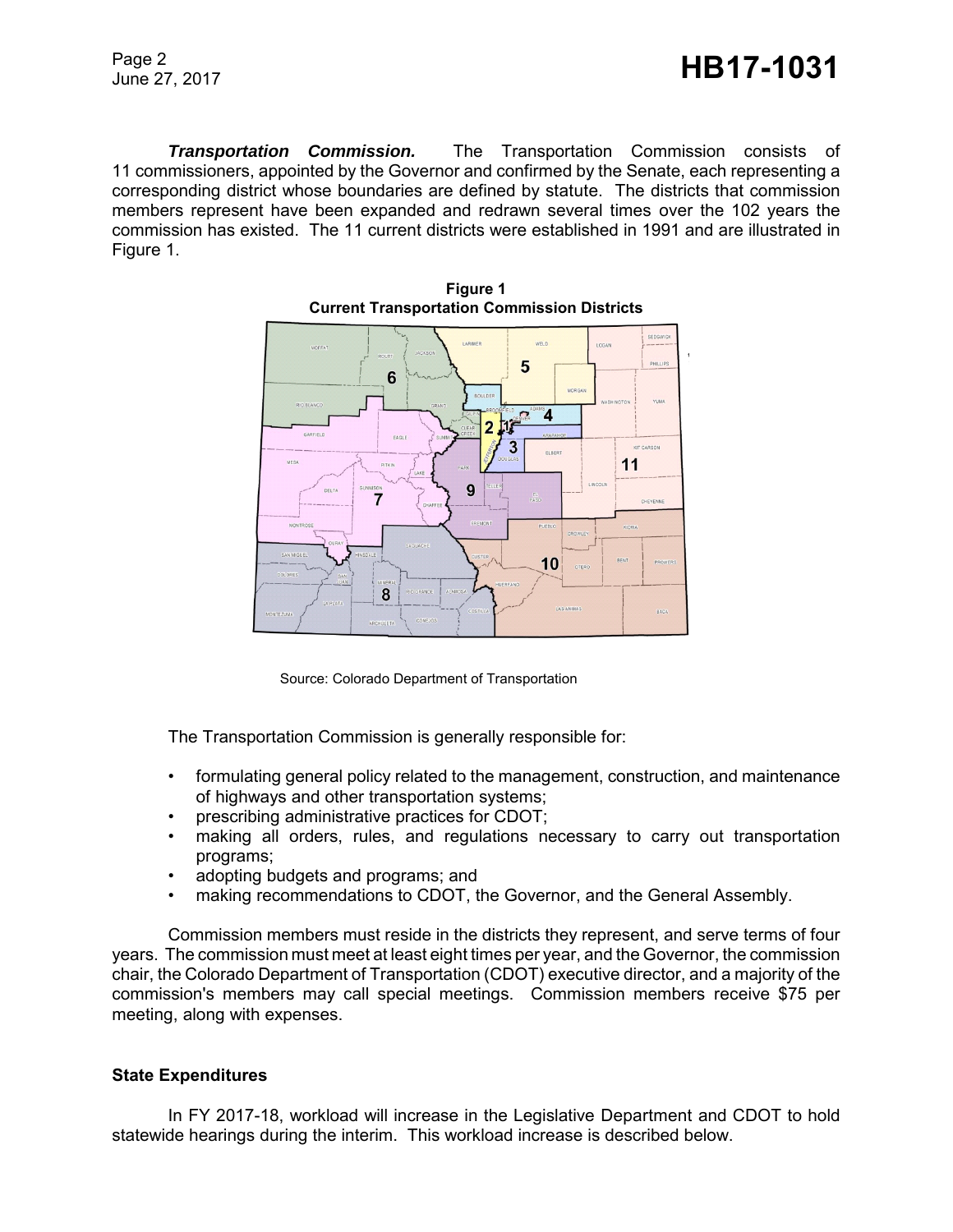***Transportation Commission.*** The Transportation Commission consists of 11 commissioners, appointed by the Governor and confirmed by the Senate, each representing a corresponding district whose boundaries are defined by statute. The districts that commission members represent have been expanded and redrawn several times over the 102 years the commission has existed. The 11 current districts were established in 1991 and are illustrated in Figure 1.

**Figure 1**
**Current Transportation Commission Districts**

Source: Colorado Department of Transportation

The Transportation Commission is generally responsible for:

- formulating general policy related to the management, construction, and maintenance of highways and other transportation systems;
- prescribing administrative practices for CDOT;
- making all orders, rules, and regulations necessary to carry out transportation programs;
- adopting budgets and programs; and
- making recommendations to CDOT, the Governor, and the General Assembly.

Commission members must reside in the districts they represent, and serve terms of four years. The commission must meet at least eight times per year, and the Governor, the commission chair, the Colorado Department of Transportation (CDOT) executive director, and a majority of the commission's members may call special meetings. Commission members receive $75 per meeting, along with expenses.

## State Expenditures

In FY 2017-18, workload will increase in the Legislative Department and CDOT to hold statewide hearings during the interim. This workload increase is described below.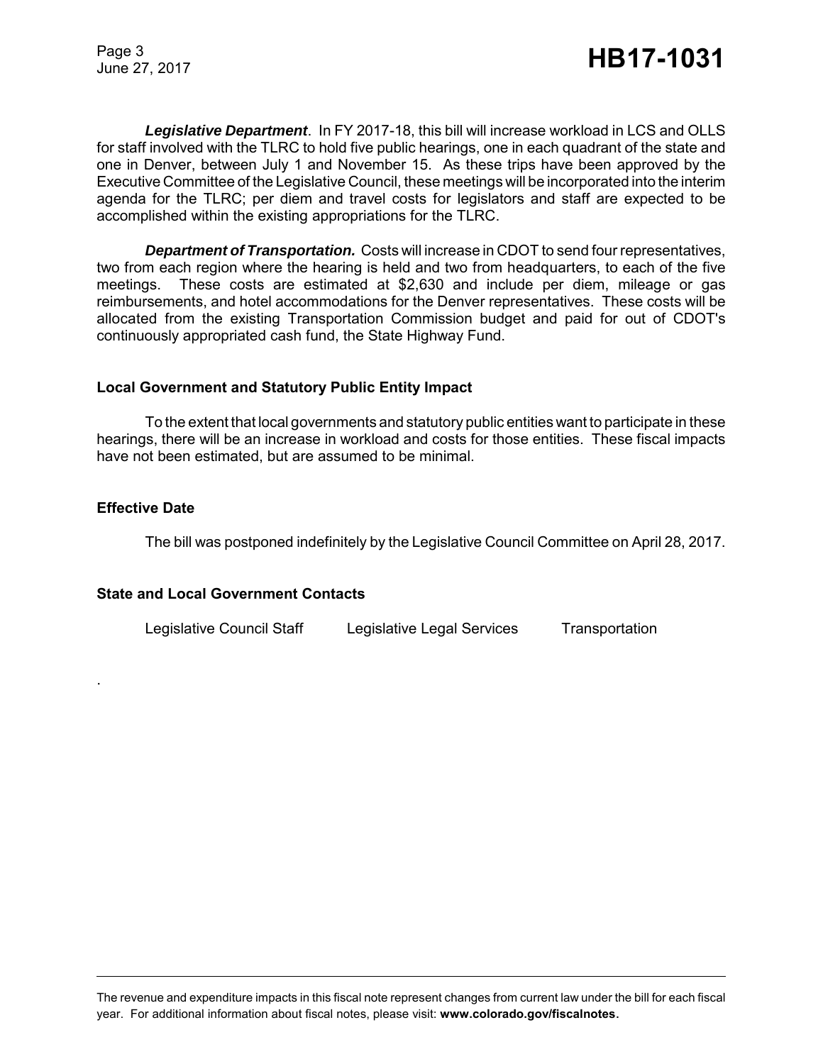***Legislative Department***. In FY 2017-18, this bill will increase workload in LCS and OLLS for staff involved with the TLRC to hold five public hearings, one in each quadrant of the state and one in Denver, between July 1 and November 15. As these trips have been approved by the Executive Committee of the Legislative Council, these meetings will be incorporated into the interim agenda for the TLRC; per diem and travel costs for legislators and staff are expected to be accomplished within the existing appropriations for the TLRC.

***Department of Transportation.*** Costs will increase in CDOT to send four representatives, two from each region where the hearing is held and two from headquarters, to each of the five meetings. These costs are estimated at $2,630 and include per diem, mileage or gas reimbursements, and hotel accommodations for the Denver representatives. These costs will be allocated from the existing Transportation Commission budget and paid for out of CDOT's continuously appropriated cash fund, the State Highway Fund.

## Local Government and Statutory Public Entity Impact

To the extent that local governments and statutory public entities want to participate in these hearings, there will be an increase in workload and costs for those entities. These fiscal impacts have not been estimated, but are assumed to be minimal.

## Effective Date

The bill was postponed indefinitely by the Legislative Council Committee on April 28, 2017.

## State and Local Government Contacts

Legislative Council Staff    Legislative Legal Services    Transportation

.

The revenue and expenditure impacts in this fiscal note represent changes from current law under the bill for each fiscal year. For additional information about fiscal notes, please visit: **www.colorado.gov/fiscalnotes.**